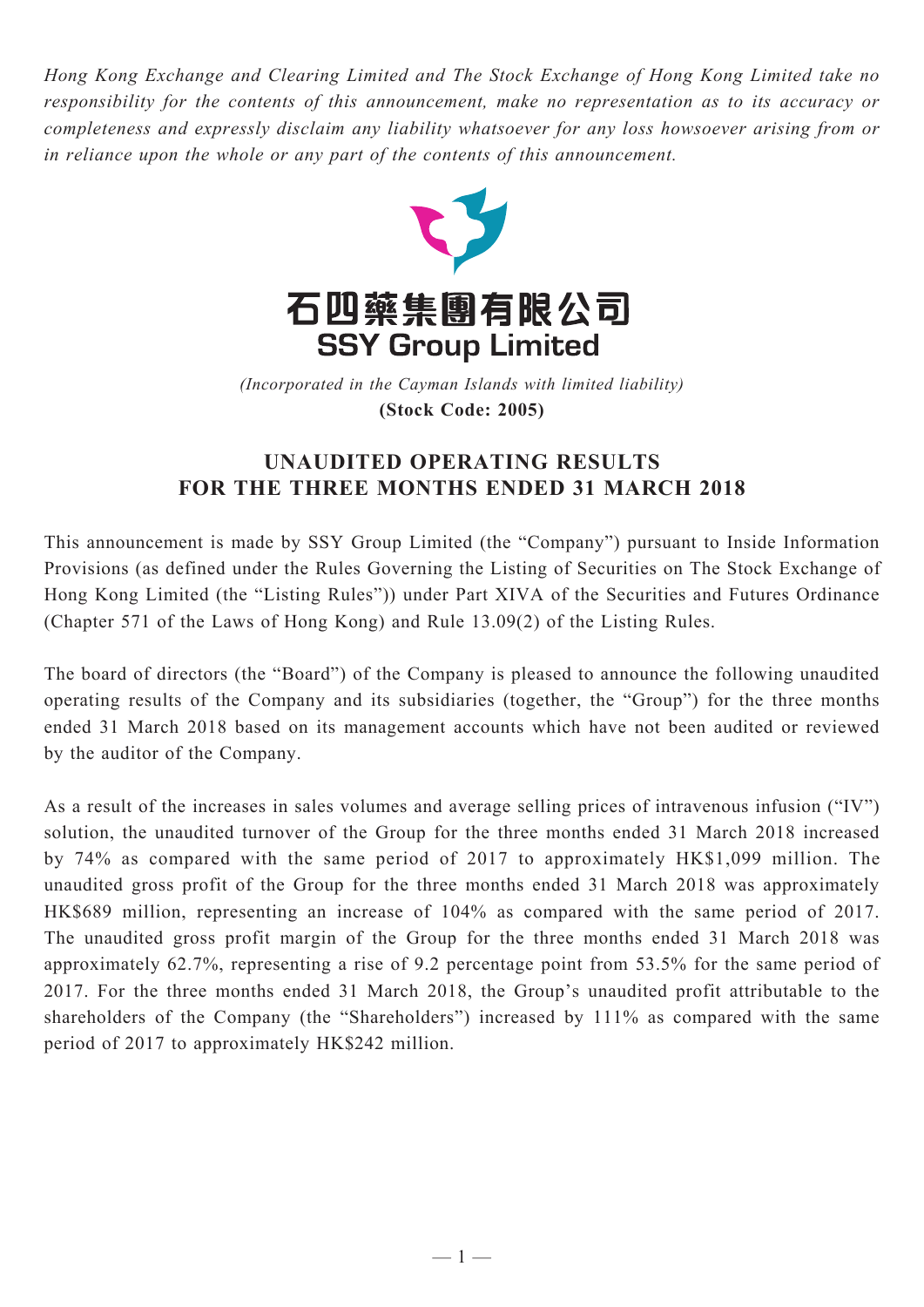*Hong Kong Exchange and Clearing Limited and The Stock Exchange of Hong Kong Limited take no responsibility for the contents of this announcement, make no representation as to its accuracy or completeness and expressly disclaim any liability whatsoever for any loss howsoever arising from or in reliance upon the whole or any part of the contents of this announcement.*

石四藥集團有限公司
**SSY Group Limited**

*(Incorporated in the Cayman Islands with limited liability)*
**(Stock Code: 2005)**

# UNAUDITED OPERATING RESULTS FOR THE THREE MONTHS ENDED 31 MARCH 2018

This announcement is made by SSY Group Limited (the "Company") pursuant to Inside Information Provisions (as defined under the Rules Governing the Listing of Securities on The Stock Exchange of Hong Kong Limited (the "Listing Rules")) under Part XIVA of the Securities and Futures Ordinance (Chapter 571 of the Laws of Hong Kong) and Rule 13.09(2) of the Listing Rules.

The board of directors (the "Board") of the Company is pleased to announce the following unaudited operating results of the Company and its subsidiaries (together, the "Group") for the three months ended 31 March 2018 based on its management accounts which have not been audited or reviewed by the auditor of the Company.

As a result of the increases in sales volumes and average selling prices of intravenous infusion ("IV") solution, the unaudited turnover of the Group for the three months ended 31 March 2018 increased by 74% as compared with the same period of 2017 to approximately HK$1,099 million. The unaudited gross profit of the Group for the three months ended 31 March 2018 was approximately HK$689 million, representing an increase of 104% as compared with the same period of 2017. The unaudited gross profit margin of the Group for the three months ended 31 March 2018 was approximately 62.7%, representing a rise of 9.2 percentage point from 53.5% for the same period of 2017. For the three months ended 31 March 2018, the Group's unaudited profit attributable to the shareholders of the Company (the "Shareholders") increased by 111% as compared with the same period of 2017 to approximately HK$242 million.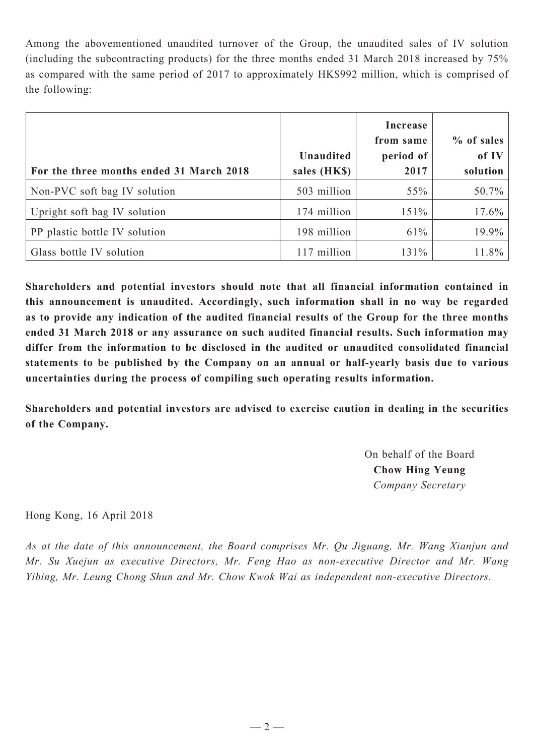Among the abovementioned unaudited turnover of the Group, the unaudited sales of IV solution (including the subcontracting products) for the three months ended 31 March 2018 increased by 75% as compared with the same period of 2017 to approximately HK$992 million, which is comprised of the following:

| For the three months ended 31 March 2018 | Unaudited sales (HK$) | Increase from same period of 2017 | % of sales of IV solution |
|---|---|---|---|
| Non-PVC soft bag IV solution | 503 million | 55% | 50.7% |
| Upright soft bag IV solution | 174 million | 151% | 17.6% |
| PP plastic bottle IV solution | 198 million | 61% | 19.9% |
| Glass bottle IV solution | 117 million | 131% | 11.8% |

**Shareholders and potential investors should note that all financial information contained in this announcement is unaudited. Accordingly, such information shall in no way be regarded as to provide any indication of the audited financial results of the Group for the three months ended 31 March 2018 or any assurance on such audited financial results. Such information may differ from the information to be disclosed in the audited or unaudited consolidated financial statements to be published by the Company on an annual or half-yearly basis due to various uncertainties during the process of compiling such operating results information.**

**Shareholders and potential investors are advised to exercise caution in dealing in the securities of the Company.**

On behalf of the Board
**Chow Hing Yeung**
*Company Secretary*

Hong Kong, 16 April 2018

*As at the date of this announcement, the Board comprises Mr. Qu Jiguang, Mr. Wang Xianjun and Mr. Su Xuejun as executive Directors, Mr. Feng Hao as non-executive Director and Mr. Wang Yibing, Mr. Leung Chong Shun and Mr. Chow Kwok Wai as independent non-executive Directors.*